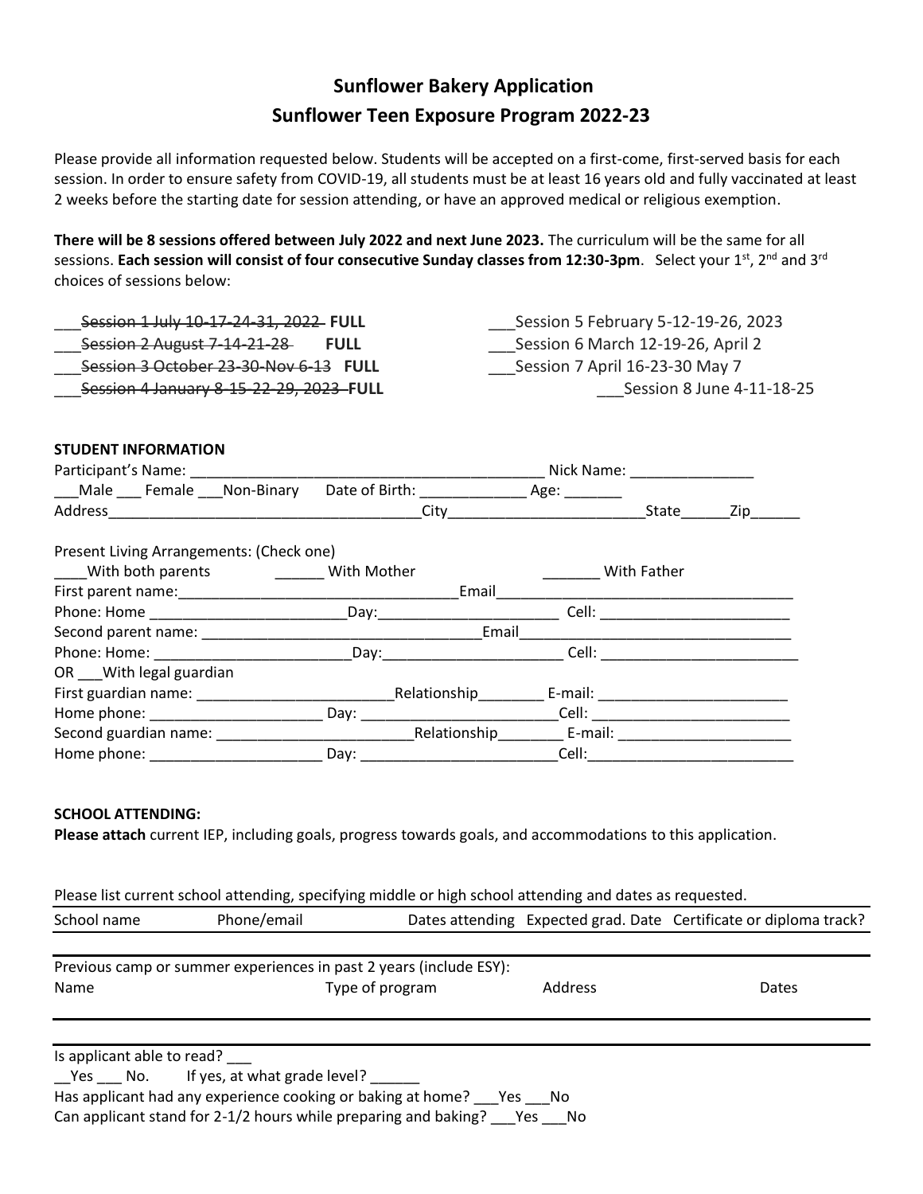# Sunflower Bakery Application

## Sunflower Teen Exposure Program 2022-23

Please provide all information requested below. Students will be accepted on a first-come, first-served basis for each session. In order to ensure safety from COVID-19, all students must be at least 16 years old and fully vaccinated at least 2 weeks before the starting date for session attending, or have an approved medical or religious exemption.

**There will be 8 sessions offered between July 2022 and next June 2023.** The curriculum will be the same for all sessions. **Each session will consist of four consecutive Sunday classes from 12:30-3pm**. Select your 1st, 2nd and 3rd choices of sessions below:

___~~Session 1 July 10-17-24-31, 2022~~ **FULL**
___~~Session 2 August 7-14-21-28~~ **FULL**
___~~Session 3 October 23-30-Nov 6-13~~ **FULL**
___~~Session 4 January 8-15-22-29, 2023~~ **FULL**
___Session 5 February 5-12-19-26, 2023
___Session 6 March 12-19-26, April 2
___Session 7 April 16-23-30 May 7
___Session 8 June 4-11-18-25

**STUDENT INFORMATION**

Participant's Name: ____________________________________________ Nick Name: _______________
___Male ___ Female ___Non-Binary Date of Birth: _____________ Age: _______
Address______________________________________City________________________State______Zip______

Present Living Arrangements: (Check one)
____With both parents ______ With Mother _______ With Father
First parent name:__________________________________Email____________________________________
Phone: Home ________________________Day:______________________ Cell: ________________________
Second parent name: _________________________________Email__________________________________
Phone: Home: ________________________Day:______________________ Cell: _________________________
OR ___With legal guardian
First guardian name: ________________________Relationship________ E-mail: _______________________
Home phone: _____________________ Day: ________________________Cell: _________________________
Second guardian name: ________________________Relationship________ E-mail: _____________________
Home phone: _____________________ Day: ________________________Cell:_________________________

**SCHOOL ATTENDING:**
**Please attach** current IEP, including goals, progress towards goals, and accommodations to this application.

Please list current school attending, specifying middle or high school attending and dates as requested.

| School name | Phone/email | Dates attending | Expected grad. Date | Certificate or diploma track? |
|---|---|---|---|---|
| | | | | |

Previous camp or summer experiences in past 2 years (include ESY):

| Name | Type of program | Address | Dates |
|---|---|---|---|
| | | | |

Is applicant able to read? ___
__Yes ___ No. If yes, at what grade level? ______
Has applicant had any experience cooking or baking at home? ___Yes ___No
Can applicant stand for 2-1/2 hours while preparing and baking? ___Yes ___No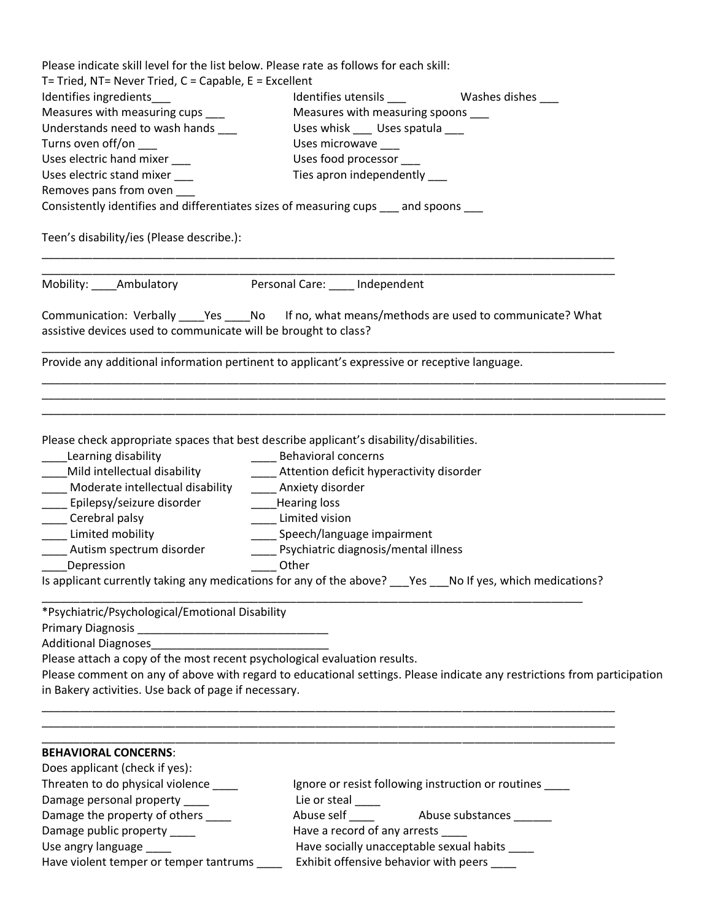Please indicate skill level for the list below. Please rate as follows for each skill:
T= Tried, NT= Never Tried, C = Capable, E = Excellent

Identifies ingredients___ Identifies utensils ___ Washes dishes ___
Measures with measuring cups ___ Measures with measuring spoons ___
Understands need to wash hands ___ Uses whisk ___ Uses spatula ___
Turns oven off/on ___ Uses microwave ___
Uses electric hand mixer ___ Uses food processor ___
Uses electric stand mixer ___ Ties apron independently ___
Removes pans from oven ___
Consistently identifies and differentiates sizes of measuring cups ___ and spoons ___

Teen's disability/ies (Please describe.):

______________________________________________________________________________

______________________________________________________________________________

Mobility: ____Ambulatory Personal Care: ____ Independent

Communication: Verbally ____Yes ____No If no, what means/methods are used to communicate? What assistive devices used to communicate will be brought to class?

______________________________________________________________________________

Provide any additional information pertinent to applicant's expressive or receptive language.

______________________________________________________________________________

______________________________________________________________________________

______________________________________________________________________________

Please check appropriate spaces that best describe applicant's disability/disabilities.

____Learning disability ____ Behavioral concerns
____Mild intellectual disability ____ Attention deficit hyperactivity disorder
____ Moderate intellectual disability ____ Anxiety disorder
____ Epilepsy/seizure disorder ____Hearing loss
____ Cerebral palsy ____ Limited vision
____ Limited mobility ____ Speech/language impairment
____ Autism spectrum disorder ____ Psychiatric diagnosis/mental illness
____Depression ____ Other

Is applicant currently taking any medications for any of the above? ___Yes ___No If yes, which medications?

______________________________________________________________________________

*Psychiatric/Psychological/Emotional Disability
Primary Diagnosis ______________________________
Additional Diagnoses____________________________
Please attach a copy of the most recent psychological evaluation results.
Please comment on any of above with regard to educational settings. Please indicate any restrictions from participation in Bakery activities. Use back of page if necessary.

______________________________________________________________________________

______________________________________________________________________________

______________________________________________________________________________

**BEHAVIORAL CONCERNS**:
Does applicant (check if yes):

Threaten to do physical violence ____ Ignore or resist following instruction or routines ____
Damage personal property ____ Lie or steal ____
Damage the property of others ____ Abuse self ____ Abuse substances ______
Damage public property ____ Have a record of any arrests ____
Use angry language ____ Have socially unacceptable sexual habits ____
Have violent temper or temper tantrums ____ Exhibit offensive behavior with peers ____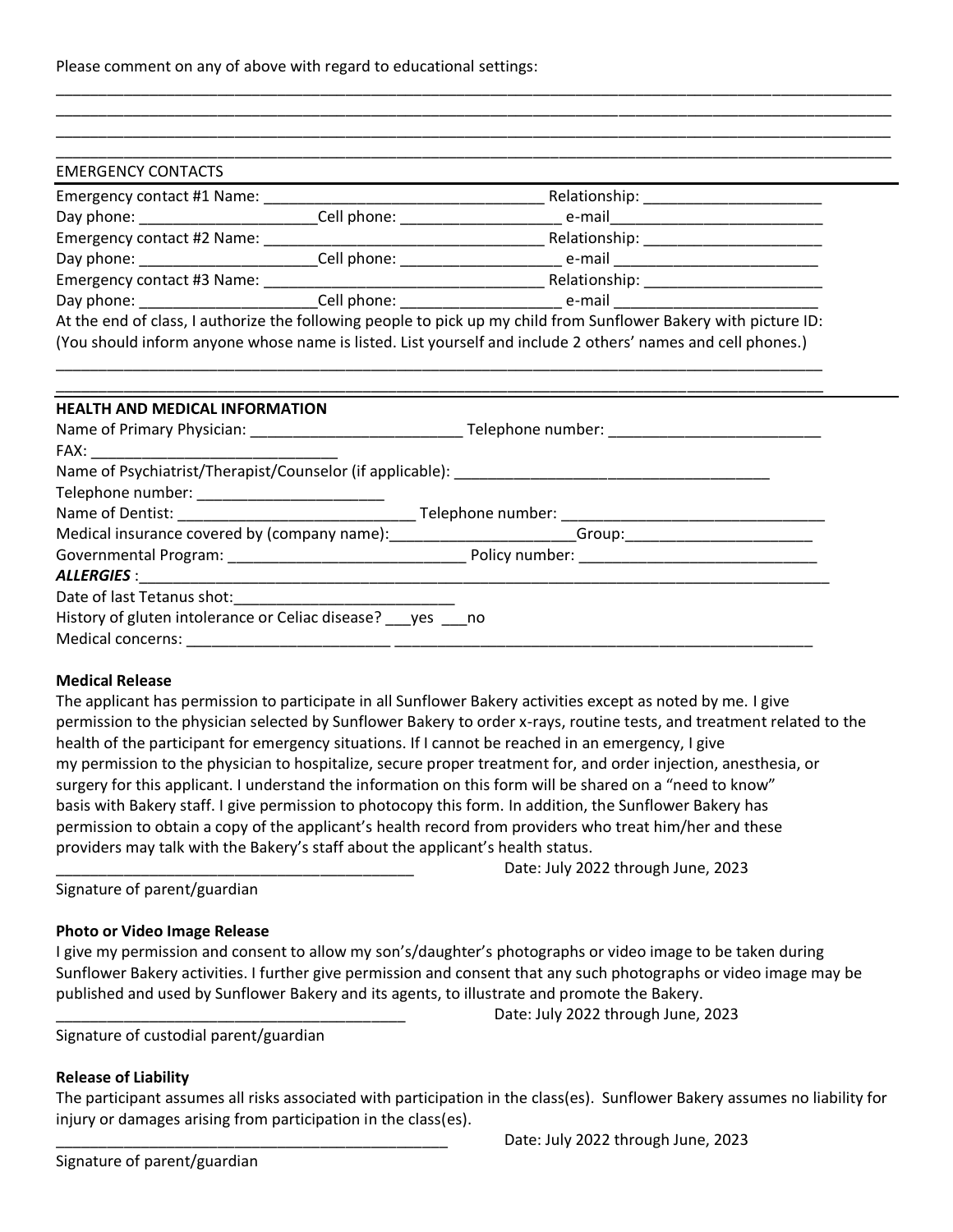Please comment on any of above with regard to educational settings:

_______________________________________________________________________________________________
_______________________________________________________________________________________________
_______________________________________________________________________________________________
_______________________________________________________________________________________________

EMERGENCY CONTACTS

Emergency contact #1 Name: _________________________________ Relationship: _____________________
Day phone: ____________________Cell phone: __________________ e-mail_________________________
Emergency contact #2 Name: _________________________________ Relationship: _____________________
Day phone: ____________________Cell phone: __________________ e-mail ________________________
Emergency contact #3 Name: _________________________________ Relationship: _____________________
Day phone: ____________________Cell phone: __________________ e-mail ________________________

At the end of class, I authorize the following people to pick up my child from Sunflower Bakery with picture ID:
(You should inform anyone whose name is listed. List yourself and include 2 others' names and cell phones.)

_______________________________________________________________________________________________
_______________________________________________________________________________________________

**HEALTH AND MEDICAL INFORMATION**

Name of Primary Physician: _________________________ Telephone number: _________________________
FAX: ____________________________
Name of Psychiatrist/Therapist/Counselor (if applicable): _____________________________________
Telephone number: ______________________
Name of Dentist: _____________________________ Telephone number: _______________________________
Medical insurance covered by (company name):______________________Group:______________________
Governmental Program: ____________________________ Policy number: ____________________________
***ALLERGIES*** :_________________________________________________________________________________
Date of last Tetanus shot:_________________________
History of gluten intolerance or Celiac disease? ___yes ___no
Medical concerns: _______________________ __________________________________________________

**Medical Release**

The applicant has permission to participate in all Sunflower Bakery activities except as noted by me. I give permission to the physician selected by Sunflower Bakery to order x-rays, routine tests, and treatment related to the health of the participant for emergency situations. If I cannot be reached in an emergency, I give my permission to the physician to hospitalize, secure proper treatment for, and order injection, anesthesia, or surgery for this applicant. I understand the information on this form will be shared on a "need to know" basis with Bakery staff. I give permission to photocopy this form. In addition, the Sunflower Bakery has permission to obtain a copy of the applicant's health record from providers who treat him/her and these providers may talk with the Bakery's staff about the applicant's health status.

__________________________________________ Date: July 2022 through June, 2023
Signature of parent/guardian

**Photo or Video Image Release**

I give my permission and consent to allow my son's/daughter's photographs or video image to be taken during Sunflower Bakery activities. I further give permission and consent that any such photographs or video image may be published and used by Sunflower Bakery and its agents, to illustrate and promote the Bakery.

__________________________________________ Date: July 2022 through June, 2023
Signature of custodial parent/guardian

**Release of Liability**

The participant assumes all risks associated with participation in the class(es). Sunflower Bakery assumes no liability for injury or damages arising from participation in the class(es).

______________________________________________ Date: July 2022 through June, 2023
Signature of parent/guardian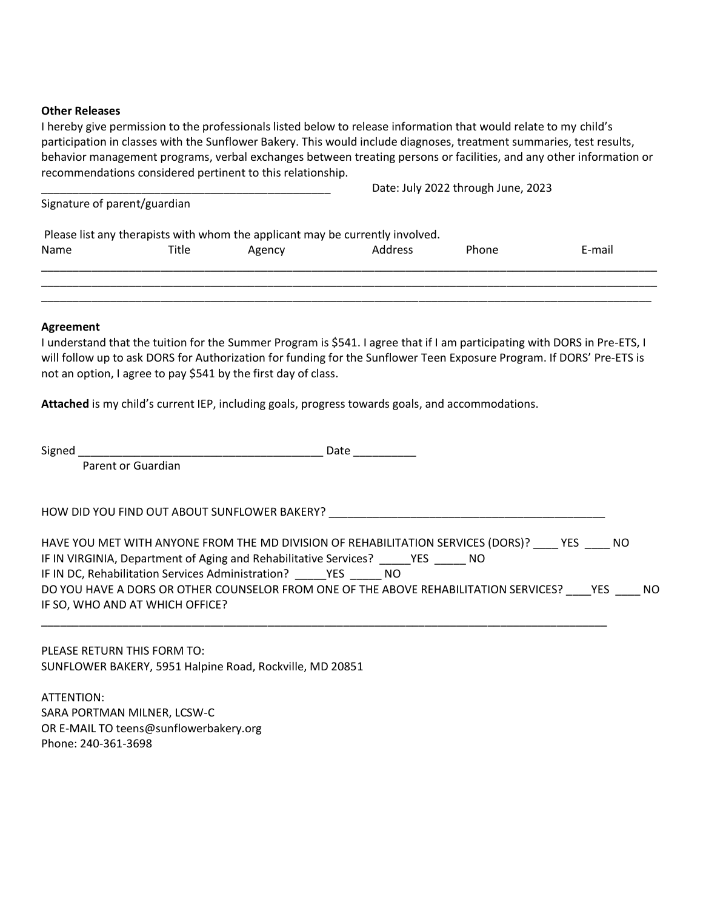**Other Releases**

I hereby give permission to the professionals listed below to release information that would relate to my child's participation in classes with the Sunflower Bakery. This would include diagnoses, treatment summaries, test results, behavior management programs, verbal exchanges between treating persons or facilities, and any other information or recommendations considered pertinent to this relationship.

_____________________________________________ Date: July 2022 through June, 2023

Signature of parent/guardian

Please list any therapists with whom the applicant may be currently involved.

| Name | Title | Agency | Address | Phone | E-mail |
|---|---|---|---|---|---|
| | | | | | |
| | | | | | |
| | | | | | |

**Agreement**

I understand that the tuition for the Summer Program is $541. I agree that if I am participating with DORS in Pre-ETS, I will follow up to ask DORS for Authorization for funding for the Sunflower Teen Exposure Program. If DORS' Pre-ETS is not an option, I agree to pay $541 by the first day of class.

**Attached** is my child's current IEP, including goals, progress towards goals, and accommodations.

Signed ______________________________________ Date __________

Parent or Guardian

HOW DID YOU FIND OUT ABOUT SUNFLOWER BAKERY? _____________________________________________

HAVE YOU MET WITH ANYONE FROM THE MD DIVISION OF REHABILITATION SERVICES (DORS)? ____ YES ____ NO

IF IN VIRGINIA, Department of Aging and Rehabilitative Services? _____YES _____ NO

IF IN DC, Rehabilitation Services Administration? _____YES _____ NO

DO YOU HAVE A DORS OR OTHER COUNSELOR FROM ONE OF THE ABOVE REHABILITATION SERVICES? ____YES ____ NO

IF SO, WHO AND AT WHICH OFFICE?

_____________________________________________________________________________________________

PLEASE RETURN THIS FORM TO:
SUNFLOWER BAKERY, 5951 Halpine Road, Rockville, MD 20851

ATTENTION:
SARA PORTMAN MILNER, LCSW-C
OR E-MAIL TO teens@sunflowerbakery.org
Phone: 240-361-3698